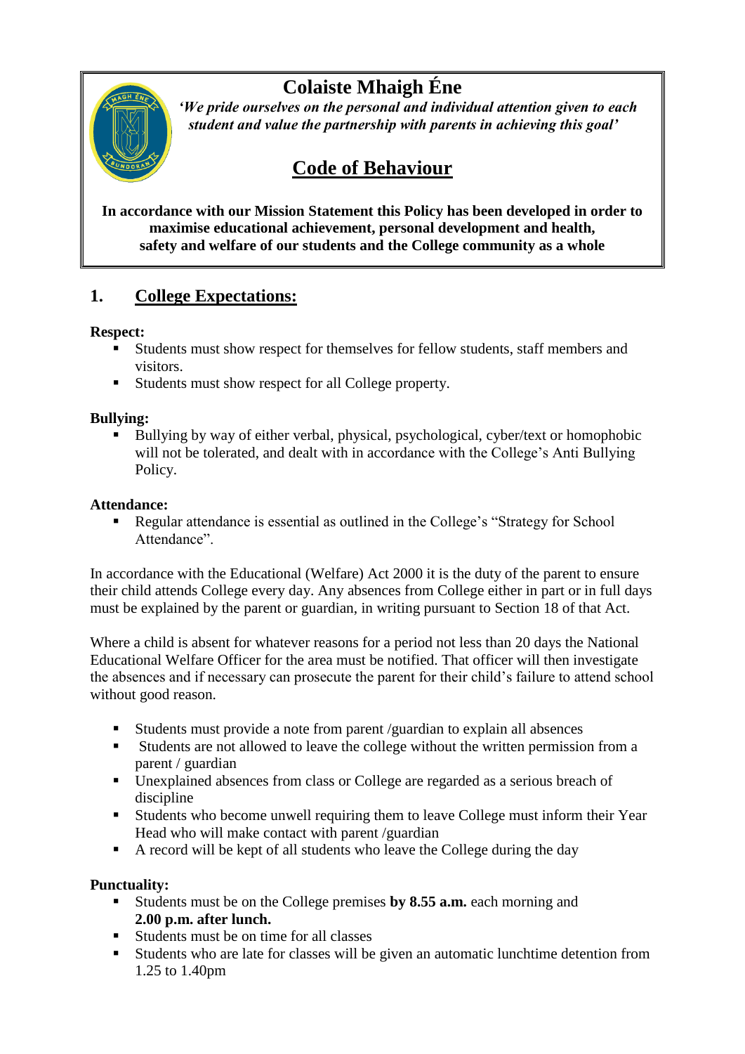# Colaiste Mhaigh Éne

***'We pride ourselves on the personal and individual attention given to each student and value the partnership with parents in achieving this goal'***

## Code of Behaviour

**In accordance with our Mission Statement this Policy has been developed in order to maximise educational achievement, personal development and health, safety and welfare of our students and the College community as a whole**

## 1. College Expectations:

**Respect:**

- Students must show respect for themselves for fellow students, staff members and visitors.
- Students must show respect for all College property.

**Bullying:**

- Bullying by way of either verbal, physical, psychological, cyber/text or homophobic will not be tolerated, and dealt with in accordance with the College's Anti Bullying Policy.

**Attendance:**

- Regular attendance is essential as outlined in the College's "Strategy for School Attendance".

In accordance with the Educational (Welfare) Act 2000 it is the duty of the parent to ensure their child attends College every day. Any absences from College either in part or in full days must be explained by the parent or guardian, in writing pursuant to Section 18 of that Act.

Where a child is absent for whatever reasons for a period not less than 20 days the National Educational Welfare Officer for the area must be notified. That officer will then investigate the absences and if necessary can prosecute the parent for their child's failure to attend school without good reason.

- Students must provide a note from parent /guardian to explain all absences
- Students are not allowed to leave the college without the written permission from a parent / guardian
- Unexplained absences from class or College are regarded as a serious breach of discipline
- Students who become unwell requiring them to leave College must inform their Year Head who will make contact with parent /guardian
- A record will be kept of all students who leave the College during the day

**Punctuality:**

- Students must be on the College premises **by 8.55 a.m.** each morning and **2.00 p.m. after lunch.**
- Students must be on time for all classes
- Students who are late for classes will be given an automatic lunchtime detention from 1.25 to 1.40pm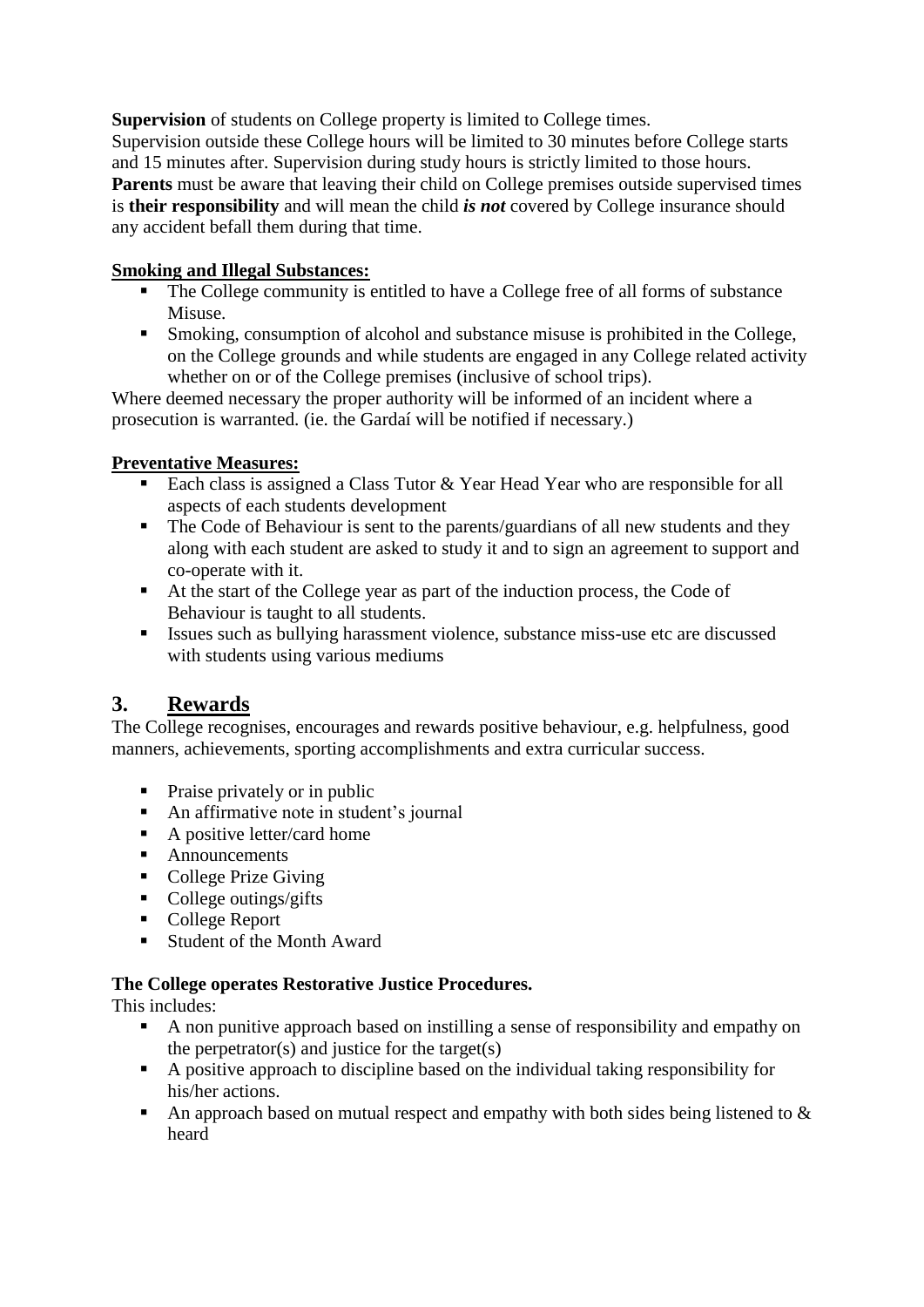**Supervision** of students on College property is limited to College times.
Supervision outside these College hours will be limited to 30 minutes before College starts and 15 minutes after. Supervision during study hours is strictly limited to those hours.
**Parents** must be aware that leaving their child on College premises outside supervised times is **their responsibility** and will mean the child ***is not*** covered by College insurance should any accident befall them during that time.

**Smoking and Illegal Substances:**

- The College community is entitled to have a College free of all forms of substance Misuse.
- Smoking, consumption of alcohol and substance misuse is prohibited in the College, on the College grounds and while students are engaged in any College related activity whether on or of the College premises (inclusive of school trips).

Where deemed necessary the proper authority will be informed of an incident where a prosecution is warranted. (ie. the Gardaí will be notified if necessary.)

**Preventative Measures:**

- Each class is assigned a Class Tutor & Year Head Year who are responsible for all aspects of each students development
- The Code of Behaviour is sent to the parents/guardians of all new students and they along with each student are asked to study it and to sign an agreement to support and co-operate with it.
- At the start of the College year as part of the induction process, the Code of Behaviour is taught to all students.
- Issues such as bullying harassment violence, substance miss-use etc are discussed with students using various mediums

## 3. Rewards

The College recognises, encourages and rewards positive behaviour, e.g. helpfulness, good manners, achievements, sporting accomplishments and extra curricular success.

- Praise privately or in public
- An affirmative note in student's journal
- A positive letter/card home
- Announcements
- College Prize Giving
- College outings/gifts
- College Report
- Student of the Month Award

**The College operates Restorative Justice Procedures.**

This includes:

- A non punitive approach based on instilling a sense of responsibility and empathy on the perpetrator(s) and justice for the target(s)
- A positive approach to discipline based on the individual taking responsibility for his/her actions.
- An approach based on mutual respect and empathy with both sides being listened to & heard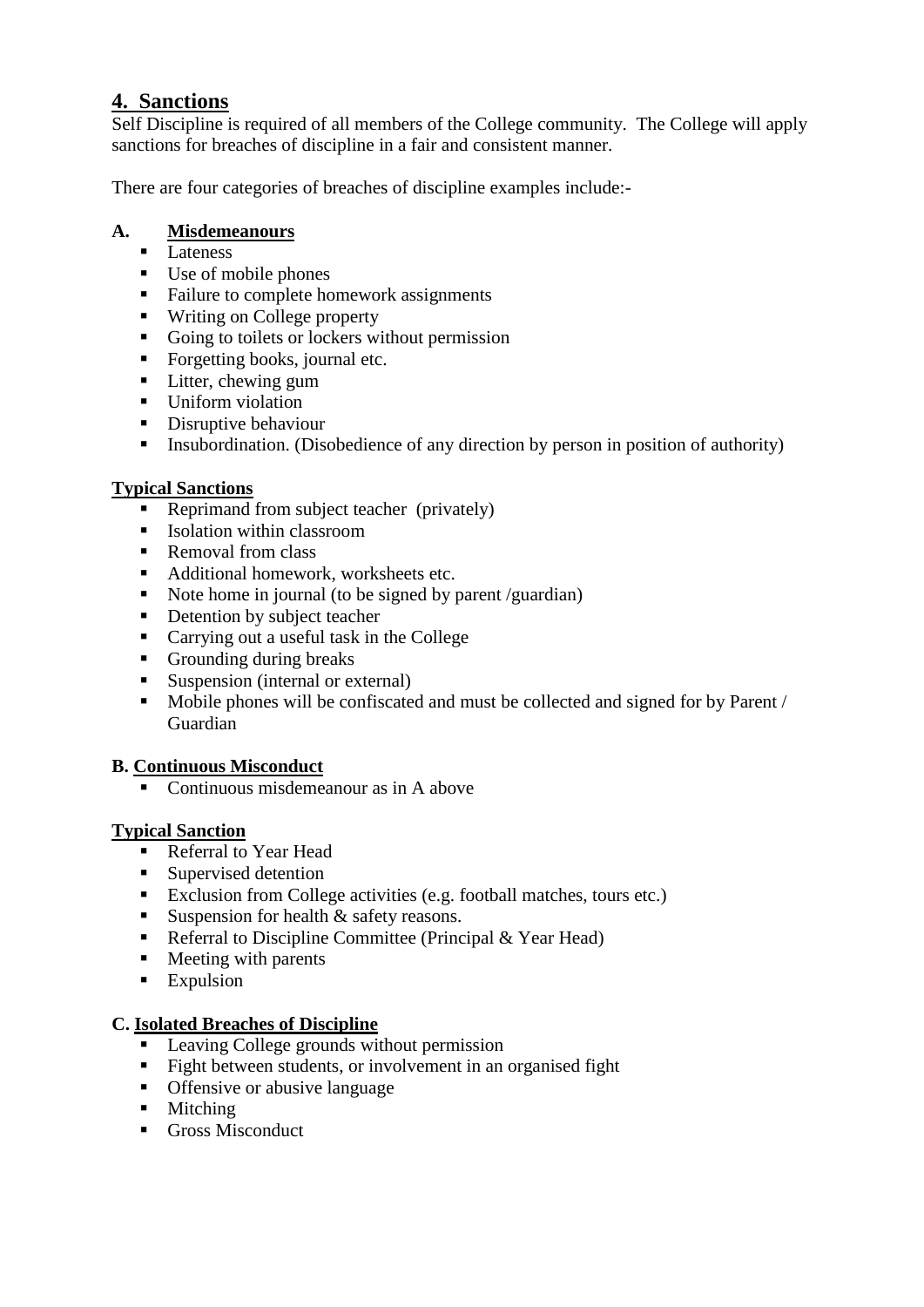## 4. Sanctions

Self Discipline is required of all members of the College community. The College will apply sanctions for breaches of discipline in a fair and consistent manner.

There are four categories of breaches of discipline examples include:-

### A. Misdemeanours

- Lateness
- Use of mobile phones
- Failure to complete homework assignments
- Writing on College property
- Going to toilets or lockers without permission
- Forgetting books, journal etc.
- Litter, chewing gum
- Uniform violation
- Disruptive behaviour
- Insubordination. (Disobedience of any direction by person in position of authority)

**Typical Sanctions**

- Reprimand from subject teacher (privately)
- Isolation within classroom
- Removal from class
- Additional homework, worksheets etc.
- Note home in journal (to be signed by parent /guardian)
- Detention by subject teacher
- Carrying out a useful task in the College
- Grounding during breaks
- Suspension (internal or external)
- Mobile phones will be confiscated and must be collected and signed for by Parent / Guardian

### B. Continuous Misconduct

- Continuous misdemeanour as in A above

**Typical Sanction**

- Referral to Year Head
- Supervised detention
- Exclusion from College activities (e.g. football matches, tours etc.)
- Suspension for health & safety reasons.
- Referral to Discipline Committee (Principal & Year Head)
- Meeting with parents
- Expulsion

### C. Isolated Breaches of Discipline

- Leaving College grounds without permission
- Fight between students, or involvement in an organised fight
- Offensive or abusive language
- Mitching
- Gross Misconduct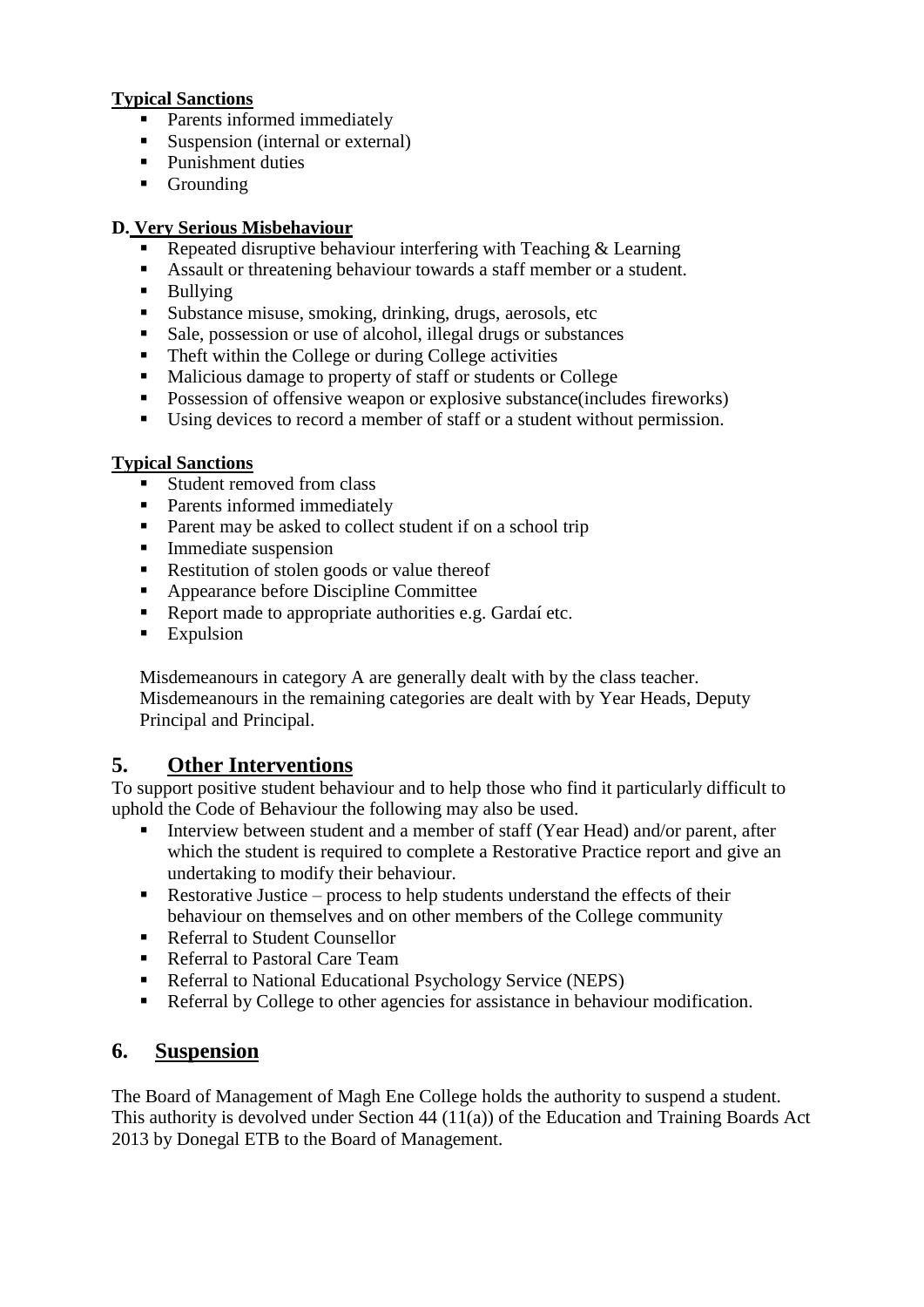**Typical Sanctions**

- Parents informed immediately
- Suspension (internal or external)
- Punishment duties
- Grounding

**D. Very Serious Misbehaviour**

- Repeated disruptive behaviour interfering with Teaching & Learning
- Assault or threatening behaviour towards a staff member or a student.
- Bullying
- Substance misuse, smoking, drinking, drugs, aerosols, etc
- Sale, possession or use of alcohol, illegal drugs or substances
- Theft within the College or during College activities
- Malicious damage to property of staff or students or College
- Possession of offensive weapon or explosive substance(includes fireworks)
- Using devices to record a member of staff or a student without permission.

**Typical Sanctions**

- Student removed from class
- Parents informed immediately
- Parent may be asked to collect student if on a school trip
- Immediate suspension
- Restitution of stolen goods or value thereof
- Appearance before Discipline Committee
- Report made to appropriate authorities e.g. Gardaí etc.
- Expulsion

Misdemeanours in category A are generally dealt with by the class teacher. Misdemeanours in the remaining categories are dealt with by Year Heads, Deputy Principal and Principal.

## 5. Other Interventions

To support positive student behaviour and to help those who find it particularly difficult to uphold the Code of Behaviour the following may also be used.

- Interview between student and a member of staff (Year Head) and/or parent, after which the student is required to complete a Restorative Practice report and give an undertaking to modify their behaviour.
- Restorative Justice – process to help students understand the effects of their behaviour on themselves and on other members of the College community
- Referral to Student Counsellor
- Referral to Pastoral Care Team
- Referral to National Educational Psychology Service (NEPS)
- Referral by College to other agencies for assistance in behaviour modification.

## 6. Suspension

The Board of Management of Magh Ene College holds the authority to suspend a student. This authority is devolved under Section 44 (11(a)) of the Education and Training Boards Act 2013 by Donegal ETB to the Board of Management.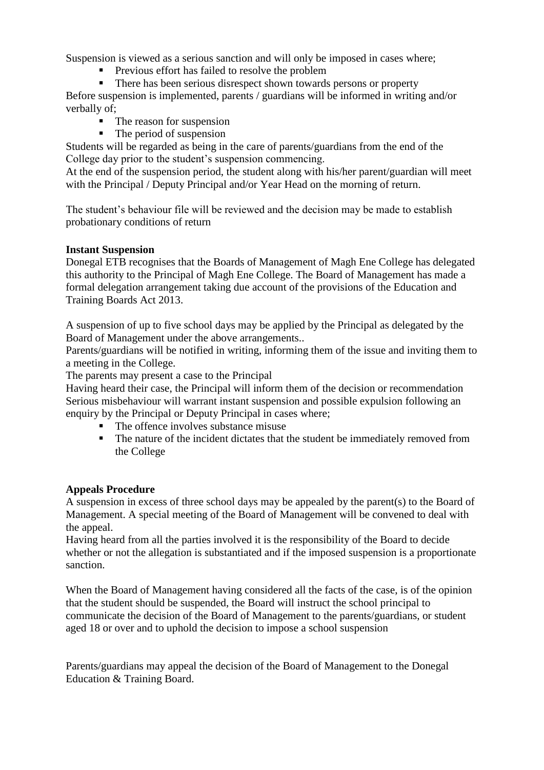Suspension is viewed as a serious sanction and will only be imposed in cases where;

- Previous effort has failed to resolve the problem
- There has been serious disrespect shown towards persons or property

Before suspension is implemented, parents / guardians will be informed in writing and/or verbally of;

- The reason for suspension
- The period of suspension

Students will be regarded as being in the care of parents/guardians from the end of the College day prior to the student's suspension commencing.

At the end of the suspension period, the student along with his/her parent/guardian will meet with the Principal / Deputy Principal and/or Year Head on the morning of return.

The student's behaviour file will be reviewed and the decision may be made to establish probationary conditions of return

**Instant Suspension**

Donegal ETB recognises that the Boards of Management of Magh Ene College has delegated this authority to the Principal of Magh Ene College. The Board of Management has made a formal delegation arrangement taking due account of the provisions of the Education and Training Boards Act 2013.

A suspension of up to five school days may be applied by the Principal as delegated by the Board of Management under the above arrangements..

Parents/guardians will be notified in writing, informing them of the issue and inviting them to a meeting in the College.

The parents may present a case to the Principal

Having heard their case, the Principal will inform them of the decision or recommendation

Serious misbehaviour will warrant instant suspension and possible expulsion following an enquiry by the Principal or Deputy Principal in cases where;

- The offence involves substance misuse
- The nature of the incident dictates that the student be immediately removed from the College

**Appeals Procedure**

A suspension in excess of three school days may be appealed by the parent(s) to the Board of Management. A special meeting of the Board of Management will be convened to deal with the appeal.

Having heard from all the parties involved it is the responsibility of the Board to decide whether or not the allegation is substantiated and if the imposed suspension is a proportionate sanction.

When the Board of Management having considered all the facts of the case, is of the opinion that the student should be suspended, the Board will instruct the school principal to communicate the decision of the Board of Management to the parents/guardians, or student aged 18 or over and to uphold the decision to impose a school suspension

Parents/guardians may appeal the decision of the Board of Management to the Donegal Education & Training Board.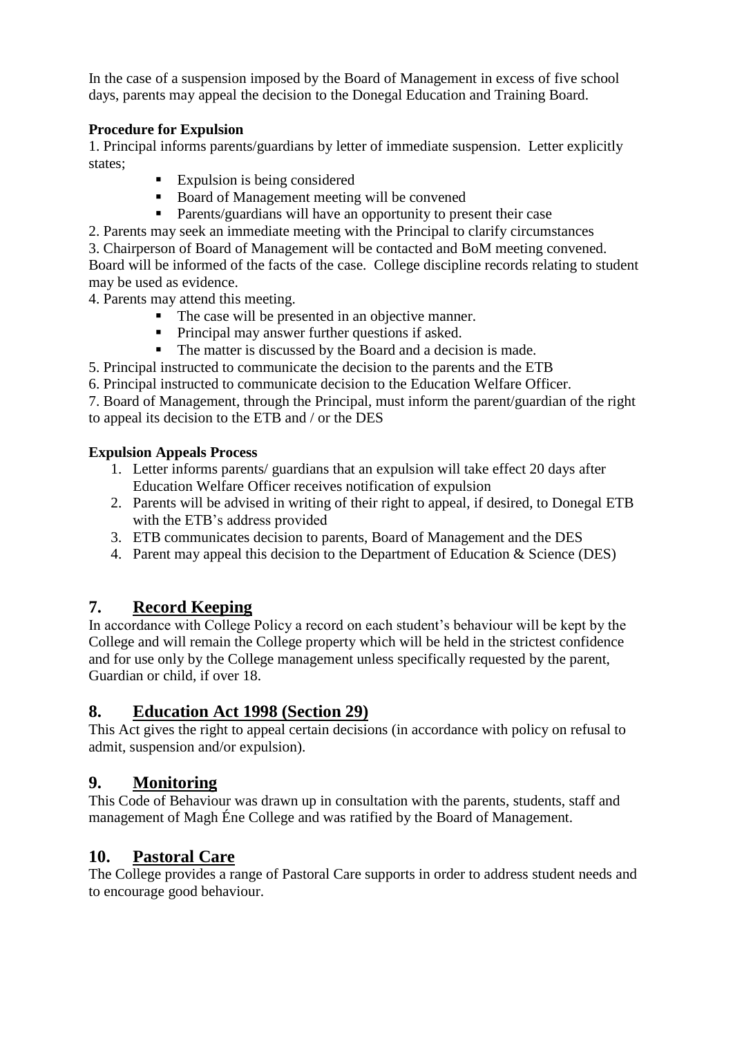In the case of a suspension imposed by the Board of Management in excess of five school days, parents may appeal the decision to the Donegal Education and Training Board.

**Procedure for Expulsion**

1. Principal informs parents/guardians by letter of immediate suspension. Letter explicitly states;
   - Expulsion is being considered
   - Board of Management meeting will be convened
   - Parents/guardians will have an opportunity to present their case
2. Parents may seek an immediate meeting with the Principal to clarify circumstances
3. Chairperson of Board of Management will be contacted and BoM meeting convened. Board will be informed of the facts of the case. College discipline records relating to student may be used as evidence.
4. Parents may attend this meeting.
   - The case will be presented in an objective manner.
   - Principal may answer further questions if asked.
   - The matter is discussed by the Board and a decision is made.
5. Principal instructed to communicate the decision to the parents and the ETB
6. Principal instructed to communicate decision to the Education Welfare Officer.
7. Board of Management, through the Principal, must inform the parent/guardian of the right to appeal its decision to the ETB and / or the DES

**Expulsion Appeals Process**

1. Letter informs parents/ guardians that an expulsion will take effect 20 days after Education Welfare Officer receives notification of expulsion
2. Parents will be advised in writing of their right to appeal, if desired, to Donegal ETB with the ETB's address provided
3. ETB communicates decision to parents, Board of Management and the DES
4. Parent may appeal this decision to the Department of Education & Science (DES)

## 7. Record Keeping

In accordance with College Policy a record on each student's behaviour will be kept by the College and will remain the College property which will be held in the strictest confidence and for use only by the College management unless specifically requested by the parent, Guardian or child, if over 18.

## 8. Education Act 1998 (Section 29)

This Act gives the right to appeal certain decisions (in accordance with policy on refusal to admit, suspension and/or expulsion).

## 9. Monitoring

This Code of Behaviour was drawn up in consultation with the parents, students, staff and management of Magh Éne College and was ratified by the Board of Management.

## 10. Pastoral Care

The College provides a range of Pastoral Care supports in order to address student needs and to encourage good behaviour.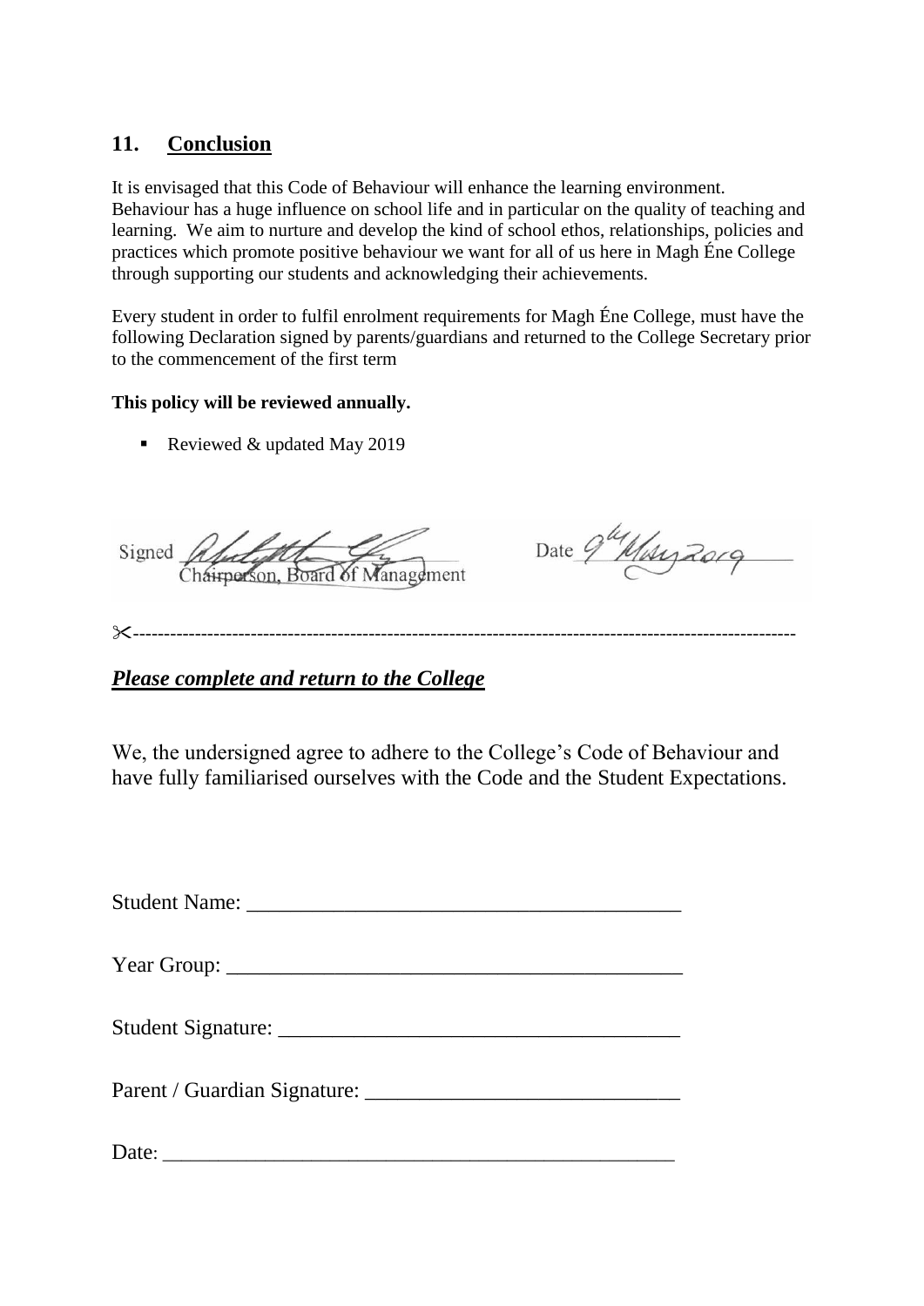## 11. Conclusion

It is envisaged that this Code of Behaviour will enhance the learning environment. Behaviour has a huge influence on school life and in particular on the quality of teaching and learning. We aim to nurture and develop the kind of school ethos, relationships, policies and practices which promote positive behaviour we want for all of us here in Magh Éne College through supporting our students and acknowledging their achievements.

Every student in order to fulfil enrolment requirements for Magh Éne College, must have the following Declaration signed by parents/guardians and returned to the College Secretary prior to the commencement of the first term

**This policy will be reviewed annually.**

- Reviewed & updated May 2019

Signed ______________________ Date 9th May 2019
Chairperson, Board of Management

✂-----------------------------------------------------------------------------------------------------

***Please complete and return to the College***

We, the undersigned agree to adhere to the College's Code of Behaviour and have fully familiarised ourselves with the Code and the Student Expectations.

Student Name: ________________________________________

Year Group: ___________________________________________

Student Signature: _____________________________________

Parent / Guardian Signature: _____________________________

Date: _________________________________________________